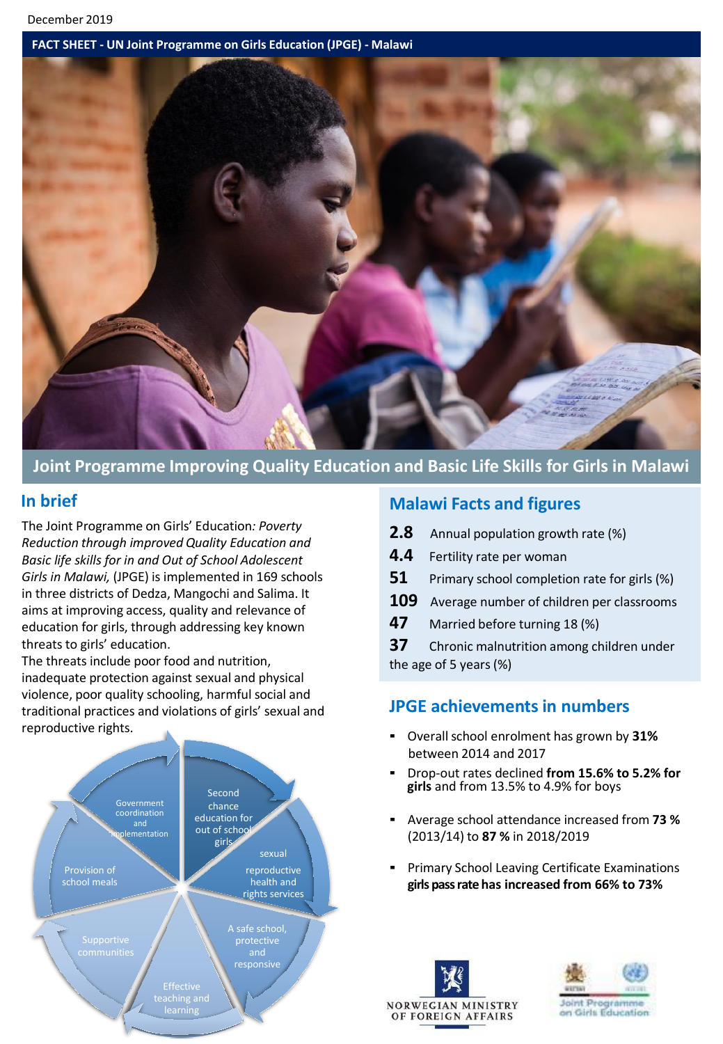December 2019

**FACT SHEET - UN Joint Programme on Girls Education (JPGE) - Malawi**

# Joint Programme Improving Quality Education and Basic Life Skills for Girls in Malawi

## In brief

The Joint Programme on Girls' Education*: Poverty Reduction through improved Quality Education and Basic life skills for in and Out of School Adolescent Girls in Malawi,* (JPGE) is implemented in 169 schools in three districts of Dedza, Mangochi and Salima. It aims at improving access, quality and relevance of education for girls, through addressing key known threats to girls' education.

The threats include poor food and nutrition, inadequate protection against sexual and physical violence, poor quality schooling, harmful social and traditional practices and violations of girls' sexual and reproductive rights.

- Government coordination and implementation
- Second chance education for out of school girls
- sexual reproductive health and rights services
- A safe school, protective and responsive
- Effective teaching and learning
- Supportive communities
- Provision of school meals

## Malawi Facts and figures

- **2.8** Annual population growth rate (%)
- **4.4** Fertility rate per woman
- **51** Primary school completion rate for girls (%)
- **109** Average number of children per classrooms
- **47** Married before turning 18 (%)
- **37** Chronic malnutrition among children under the age of 5 years (%)

## JPGE achievements in numbers

- Overall school enrolment has grown by **31%** between 2014 and 2017
- Drop-out rates declined **from 15.6% to 5.2% for girls** and from 13.5% to 4.9% for boys
- Average school attendance increased from **73 %** (2013/14) to **87 %** in 2018/2019
- Primary School Leaving Certificate Examinations **girls pass rate has increased from 66% to 73%**

NORWEGIAN MINISTRY OF FOREIGN AFFAIRS

Joint Programme on Girls Education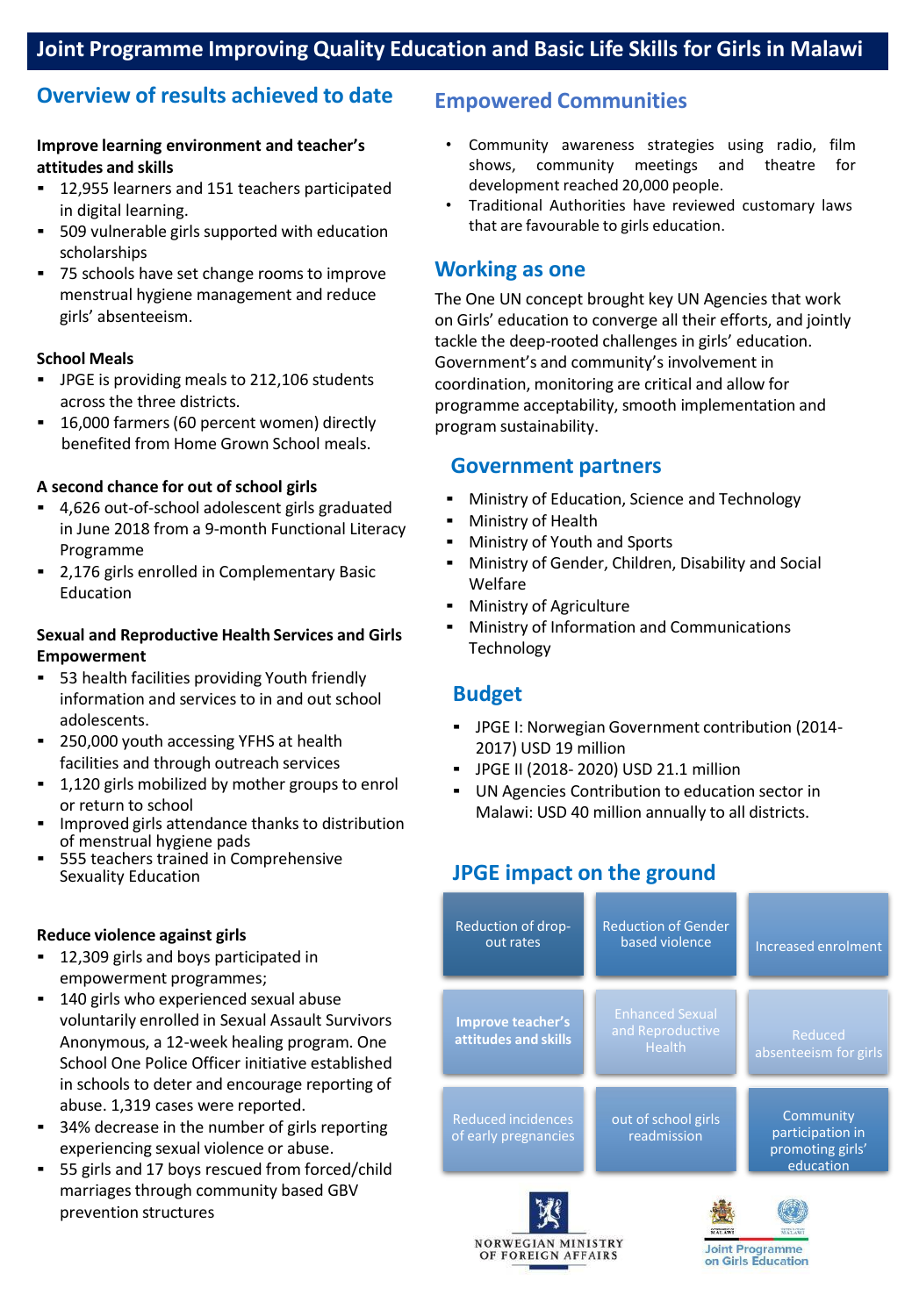# Joint Programme Improving Quality Education and Basic Life Skills for Girls in Malawi

## Overview of results achieved to date

**Improve learning environment and teacher's attitudes and skills**

- 12,955 learners and 151 teachers participated in digital learning.
- 509 vulnerable girls supported with education scholarships
- 75 schools have set change rooms to improve menstrual hygiene management and reduce girls' absenteeism.

**School Meals**

- JPGE is providing meals to 212,106 students across the three districts.
- 16,000 farmers (60 percent women) directly benefited from Home Grown School meals.

**A second chance for out of school girls**

- 4,626 out-of-school adolescent girls graduated in June 2018 from a 9-month Functional Literacy Programme
- 2,176 girls enrolled in Complementary Basic Education

**Sexual and Reproductive Health Services and Girls Empowerment**

- 53 health facilities providing Youth friendly information and services to in and out school adolescents.
- 250,000 youth accessing YFHS at health facilities and through outreach services
- 1,120 girls mobilized by mother groups to enrol or return to school
- Improved girls attendance thanks to distribution of menstrual hygiene pads
- 555 teachers trained in Comprehensive Sexuality Education

**Reduce violence against girls**

- 12,309 girls and boys participated in empowerment programmes;
- 140 girls who experienced sexual abuse voluntarily enrolled in Sexual Assault Survivors Anonymous, a 12-week healing program. One School One Police Officer initiative established in schools to deter and encourage reporting of abuse. 1,319 cases were reported.
- 34% decrease in the number of girls reporting experiencing sexual violence or abuse.
- 55 girls and 17 boys rescued from forced/child marriages through community based GBV prevention structures

## Empowered Communities

- Community awareness strategies using radio, film shows, community meetings and theatre for development reached 20,000 people.
- Traditional Authorities have reviewed customary laws that are favourable to girls education.

## Working as one

The One UN concept brought key UN Agencies that work on Girls' education to converge all their efforts, and jointly tackle the deep-rooted challenges in girls' education. Government's and community's involvement in coordination, monitoring are critical and allow for programme acceptability, smooth implementation and program sustainability.

## Government partners

- Ministry of Education, Science and Technology
- Ministry of Health
- Ministry of Youth and Sports
- Ministry of Gender, Children, Disability and Social Welfare
- Ministry of Agriculture
- Ministry of Information and Communications Technology

## Budget

- JPGE I: Norwegian Government contribution (2014-2017) USD 19 million
- JPGE II (2018- 2020) USD 21.1 million
- UN Agencies Contribution to education sector in Malawi: USD 40 million annually to all districts.

## JPGE impact on the ground

Reduction of drop-out rates

Reduction of Gender based violence

Increased enrolment

Improve teacher's attitudes and skills

Enhanced Sexual and Reproductive Health

Reduced absenteeism for girls

Reduced incidences of early pregnancies

out of school girls readmission

Community participation in promoting girls' education

NORWEGIAN MINISTRY OF FOREIGN AFFAIRS

Joint Programme on Girls Education